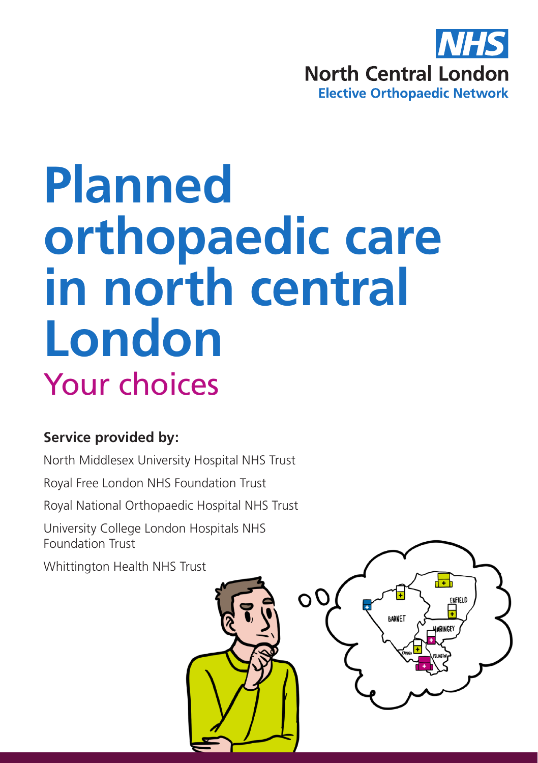NHS
North Central London
Elective Orthopaedic Network

# Planned orthopaedic care in north central London

## Your choices

**Service provided by:**

North Middlesex University Hospital NHS Trust

Royal Free London NHS Foundation Trust

Royal National Orthopaedic Hospital NHS Trust

University College London Hospitals NHS Foundation Trust

Whittington Health NHS Trust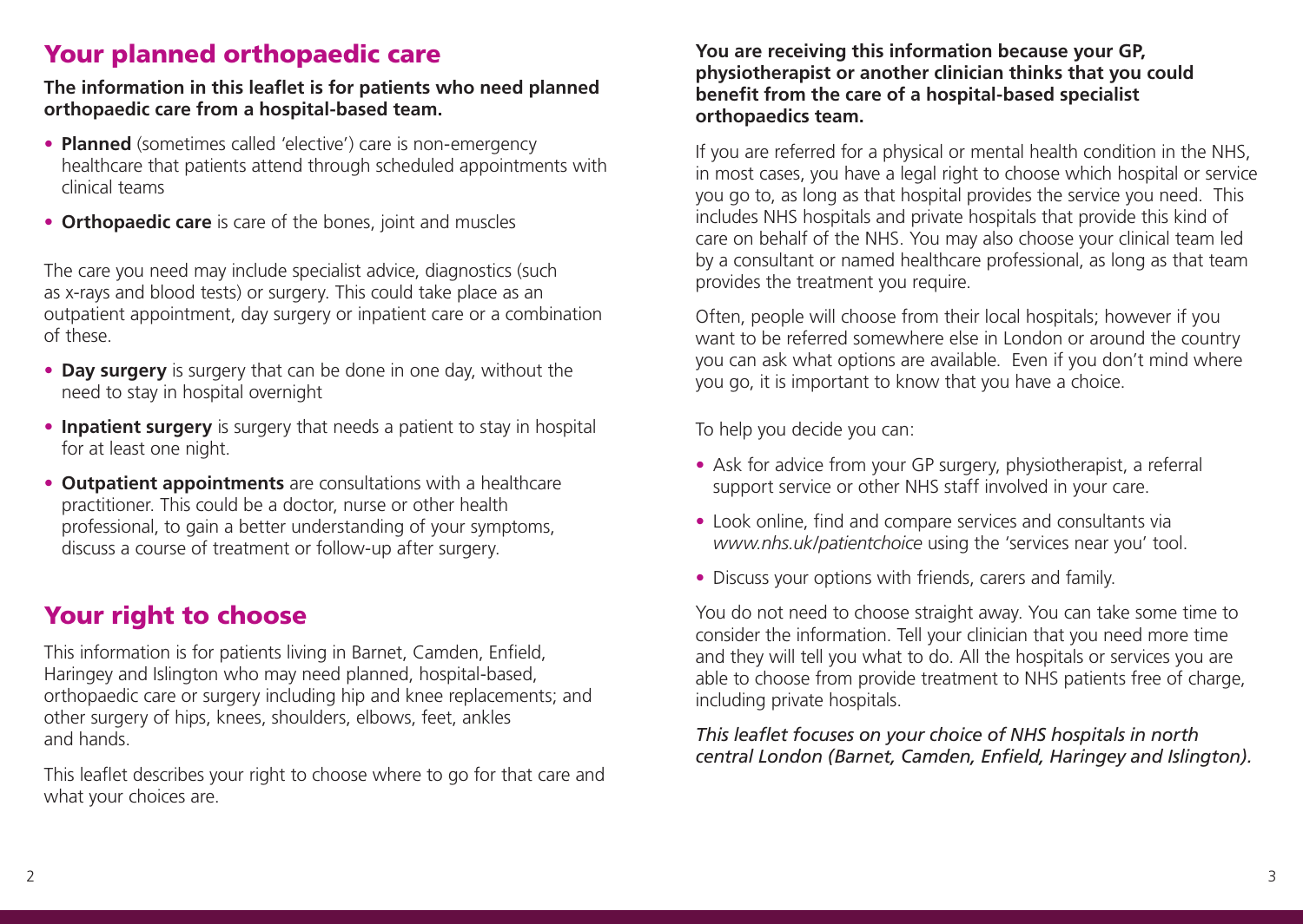## Your planned orthopaedic care

**The information in this leaflet is for patients who need planned orthopaedic care from a hospital-based team.**

- **Planned** (sometimes called 'elective') care is non-emergency healthcare that patients attend through scheduled appointments with clinical teams
- **Orthopaedic care** is care of the bones, joint and muscles

The care you need may include specialist advice, diagnostics (such as x-rays and blood tests) or surgery. This could take place as an outpatient appointment, day surgery or inpatient care or a combination of these.

- **Day surgery** is surgery that can be done in one day, without the need to stay in hospital overnight
- **Inpatient surgery** is surgery that needs a patient to stay in hospital for at least one night.
- **Outpatient appointments** are consultations with a healthcare practitioner. This could be a doctor, nurse or other health professional, to gain a better understanding of your symptoms, discuss a course of treatment or follow-up after surgery.

## Your right to choose

This information is for patients living in Barnet, Camden, Enfield, Haringey and Islington who may need planned, hospital-based, orthopaedic care or surgery including hip and knee replacements; and other surgery of hips, knees, shoulders, elbows, feet, ankles and hands.

This leaflet describes your right to choose where to go for that care and what your choices are.

**You are receiving this information because your GP, physiotherapist or another clinician thinks that you could benefit from the care of a hospital-based specialist orthopaedics team.**

If you are referred for a physical or mental health condition in the NHS, in most cases, you have a legal right to choose which hospital or service you go to, as long as that hospital provides the service you need. This includes NHS hospitals and private hospitals that provide this kind of care on behalf of the NHS. You may also choose your clinical team led by a consultant or named healthcare professional, as long as that team provides the treatment you require.

Often, people will choose from their local hospitals; however if you want to be referred somewhere else in London or around the country you can ask what options are available. Even if you don't mind where you go, it is important to know that you have a choice.

To help you decide you can:

- Ask for advice from your GP surgery, physiotherapist, a referral support service or other NHS staff involved in your care.
- Look online, find and compare services and consultants via *www.nhs.uk/patientchoice* using the 'services near you' tool.
- Discuss your options with friends, carers and family.

You do not need to choose straight away. You can take some time to consider the information. Tell your clinician that you need more time and they will tell you what to do. All the hospitals or services you are able to choose from provide treatment to NHS patients free of charge, including private hospitals.

*This leaflet focuses on your choice of NHS hospitals in north central London (Barnet, Camden, Enfield, Haringey and Islington).*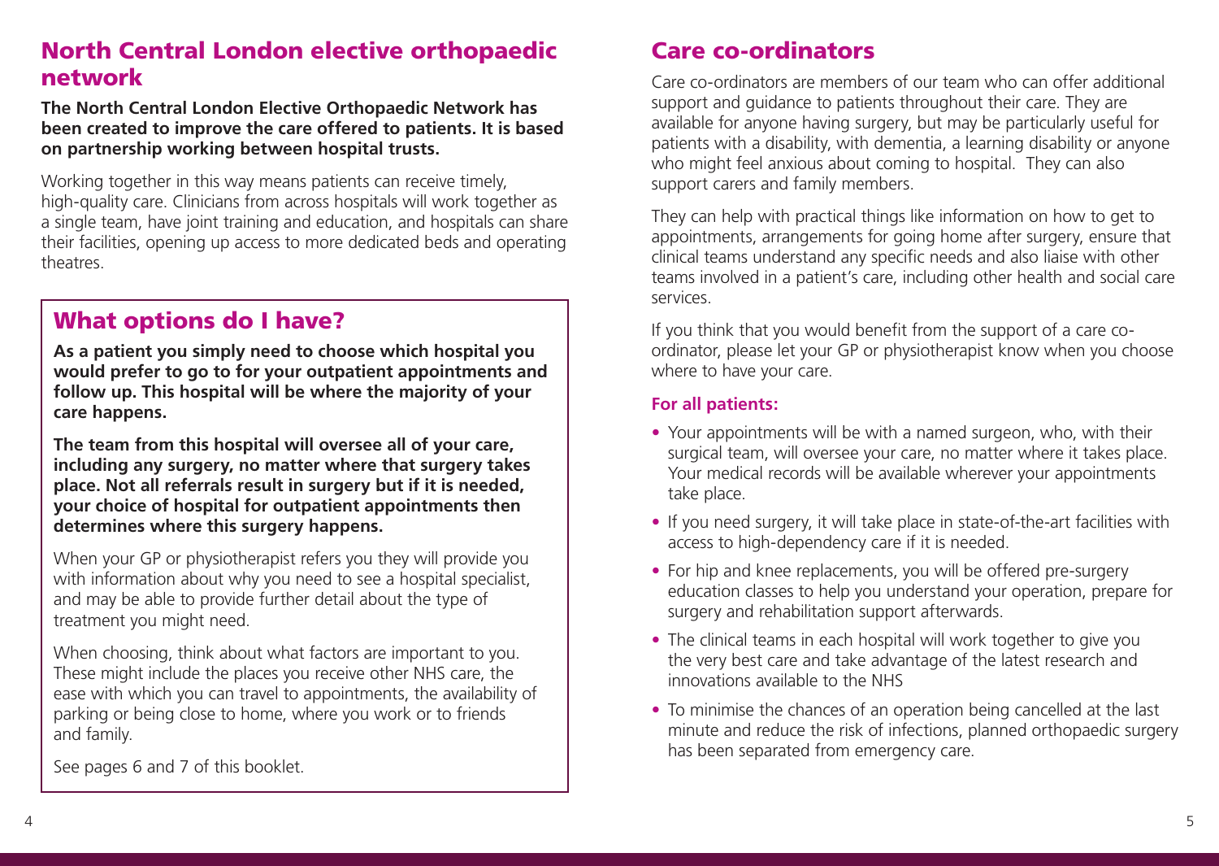## North Central London elective orthopaedic network

**The North Central London Elective Orthopaedic Network has been created to improve the care offered to patients. It is based on partnership working between hospital trusts.**

Working together in this way means patients can receive timely, high-quality care. Clinicians from across hospitals will work together as a single team, have joint training and education, and hospitals can share their facilities, opening up access to more dedicated beds and operating theatres.

## What options do I have?

**As a patient you simply need to choose which hospital you would prefer to go to for your outpatient appointments and follow up. This hospital will be where the majority of your care happens.**

**The team from this hospital will oversee all of your care, including any surgery, no matter where that surgery takes place. Not all referrals result in surgery but if it is needed, your choice of hospital for outpatient appointments then determines where this surgery happens.**

When your GP or physiotherapist refers you they will provide you with information about why you need to see a hospital specialist, and may be able to provide further detail about the type of treatment you might need.

When choosing, think about what factors are important to you. These might include the places you receive other NHS care, the ease with which you can travel to appointments, the availability of parking or being close to home, where you work or to friends and family.

See pages 6 and 7 of this booklet.

## Care co-ordinators

Care co-ordinators are members of our team who can offer additional support and guidance to patients throughout their care. They are available for anyone having surgery, but may be particularly useful for patients with a disability, with dementia, a learning disability or anyone who might feel anxious about coming to hospital. They can also support carers and family members.

They can help with practical things like information on how to get to appointments, arrangements for going home after surgery, ensure that clinical teams understand any specific needs and also liaise with other teams involved in a patient's care, including other health and social care services.

If you think that you would benefit from the support of a care co-ordinator, please let your GP or physiotherapist know when you choose where to have your care.

### For all patients:

- Your appointments will be with a named surgeon, who, with their surgical team, will oversee your care, no matter where it takes place. Your medical records will be available wherever your appointments take place.
- If you need surgery, it will take place in state-of-the-art facilities with access to high-dependency care if it is needed.
- For hip and knee replacements, you will be offered pre-surgery education classes to help you understand your operation, prepare for surgery and rehabilitation support afterwards.
- The clinical teams in each hospital will work together to give you the very best care and take advantage of the latest research and innovations available to the NHS
- To minimise the chances of an operation being cancelled at the last minute and reduce the risk of infections, planned orthopaedic surgery has been separated from emergency care.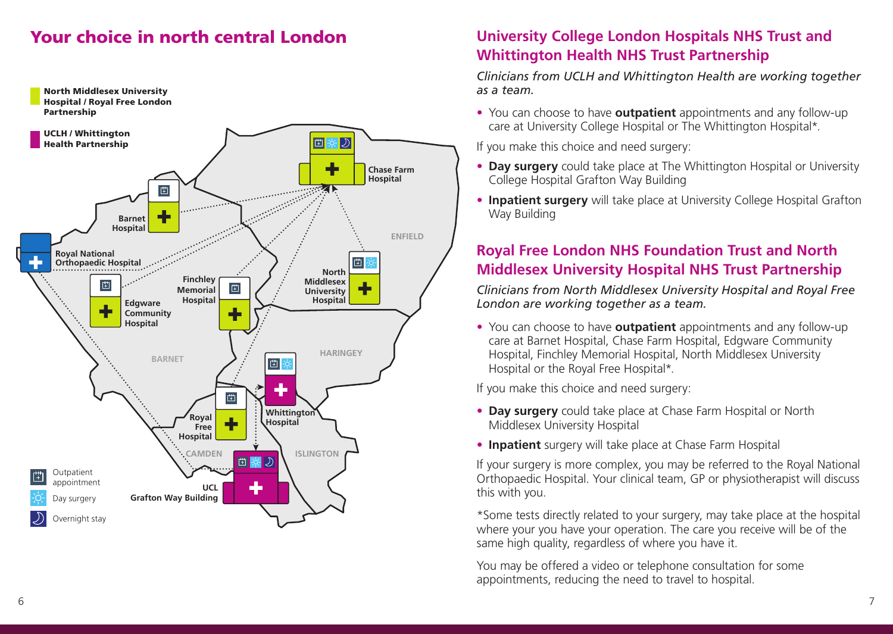# Your choice in north central London

North Middlesex University Hospital / Royal Free London Partnership

UCLH / Whittington Health Partnership

Chase Farm Hospital

Barnet Hospital

Royal National Orthopaedic Hospital

ENFIELD

Finchley Memorial Hospital

North Middlesex University Hospital

Edgware Community Hospital

BARNET

HARINGEY

Whittington Hospital

Royal Free Hospital

CAMDEN

ISLINGTON

UCL Grafton Way Building

Outpatient appointment

Day surgery

Overnight stay

## University College London Hospitals NHS Trust and Whittington Health NHS Trust Partnership

*Clinicians from UCLH and Whittington Health are working together as a team.*

- You can choose to have **outpatient** appointments and any follow-up care at University College Hospital or The Whittington Hospital*.

If you make this choice and need surgery:

- **Day surgery** could take place at The Whittington Hospital or University College Hospital Grafton Way Building
- **Inpatient surgery** will take place at University College Hospital Grafton Way Building

## Royal Free London NHS Foundation Trust and North Middlesex University Hospital NHS Trust Partnership

*Clinicians from North Middlesex University Hospital and Royal Free London are working together as a team.*

- You can choose to have **outpatient** appointments and any follow-up care at Barnet Hospital, Chase Farm Hospital, Edgware Community Hospital, Finchley Memorial Hospital, North Middlesex University Hospital or the Royal Free Hospital*.

If you make this choice and need surgery:

- **Day surgery** could take place at Chase Farm Hospital or North Middlesex University Hospital
- **Inpatient** surgery will take place at Chase Farm Hospital

If your surgery is more complex, you may be referred to the Royal National Orthopaedic Hospital. Your clinical team, GP or physiotherapist will discuss this with you.

*Some tests directly related to your surgery, may take place at the hospital where your you have your operation. The care you receive will be of the same high quality, regardless of where you have it.

You may be offered a video or telephone consultation for some appointments, reducing the need to travel to hospital.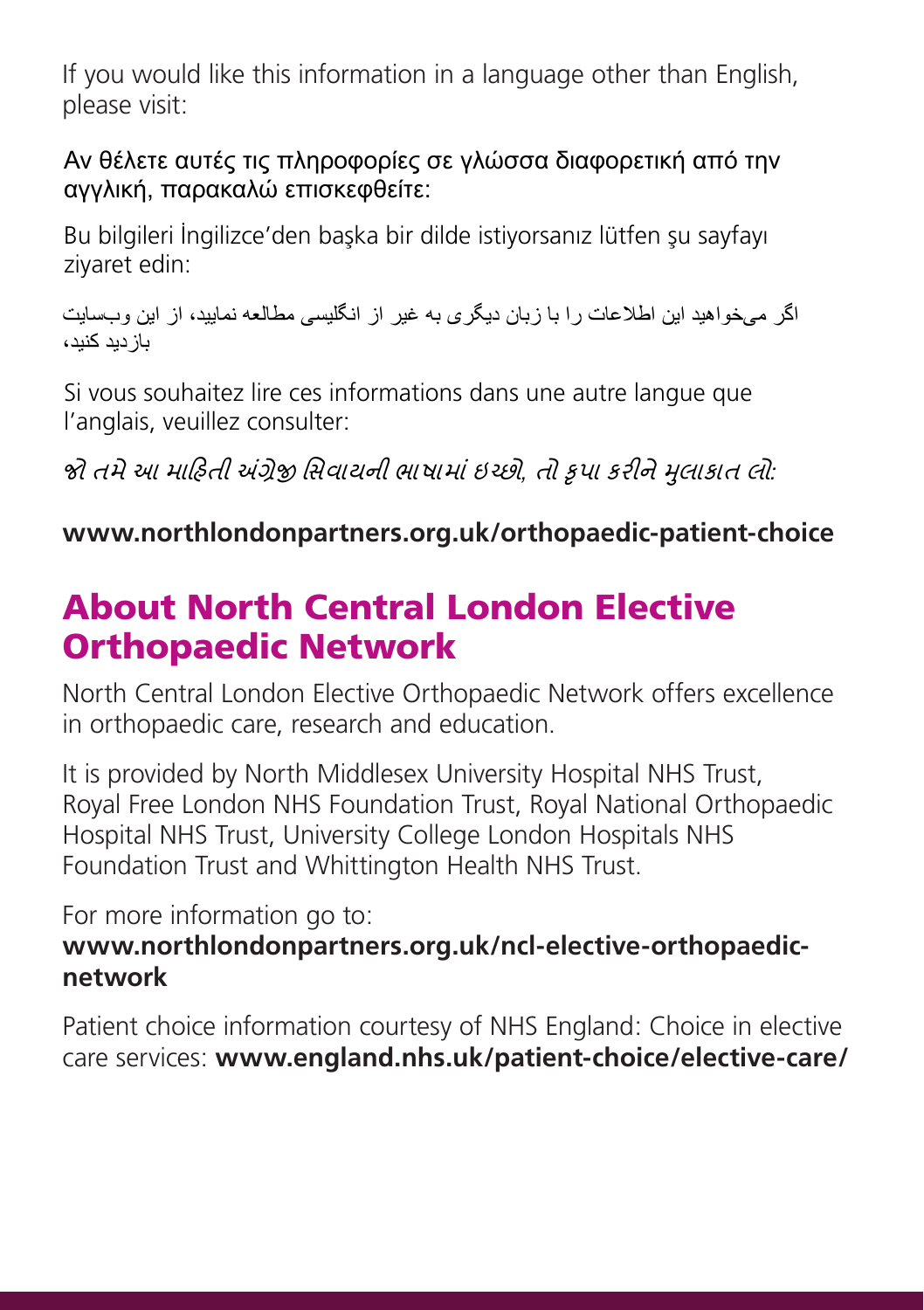If you would like this information in a language other than English, please visit:

Αν θέλετε αυτές τις πληροφορίες σε γλώσσα διαφορετική από την αγγλική, παρακαλώ επισκεφθείτε:

Bu bilgileri İngilizce'den başka bir dilde istiyorsanız lütfen şu sayfayı ziyaret edin:

اگر می‌خواهید این اطلاعات را با زبان دیگری به غیر از انگلیسی مطالعه نمایید، از این وب‌سایت بازدید کنید،

Si vous souhaitez lire ces informations dans une autre langue que l'anglais, veuillez consulter:

જો તમે આ માહિતી અંગ્રેજી સિવાયની ભાષામાં ઇચ્છો, તો કૃપા કરીને મુલાકાત લો:

**www.northlondonpartners.org.uk/orthopaedic-patient-choice**

## About North Central London Elective Orthopaedic Network

North Central London Elective Orthopaedic Network offers excellence in orthopaedic care, research and education.

It is provided by North Middlesex University Hospital NHS Trust, Royal Free London NHS Foundation Trust, Royal National Orthopaedic Hospital NHS Trust, University College London Hospitals NHS Foundation Trust and Whittington Health NHS Trust.

For more information go to:
**www.northlondonpartners.org.uk/ncl-elective-orthopaedic-network**

Patient choice information courtesy of NHS England: Choice in elective care services: **www.england.nhs.uk/patient-choice/elective-care/**